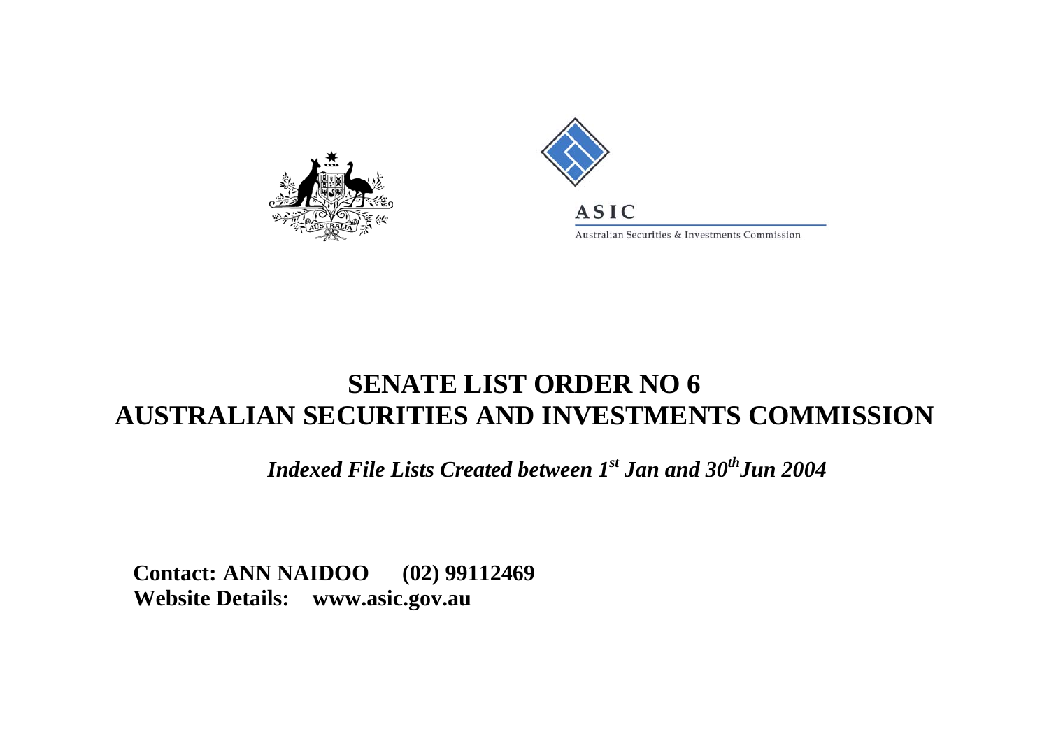ASIC

Australian Securities & Investments Commission

# SENATE LIST ORDER NO 6
# AUSTRALIAN SECURITIES AND INVESTMENTS COMMISSION

***Indexed File Lists Created between 1st Jan and 30th Jun 2004***

**Contact: ANN NAIDOO (02) 99112469**
**Website Details: www.asic.gov.au**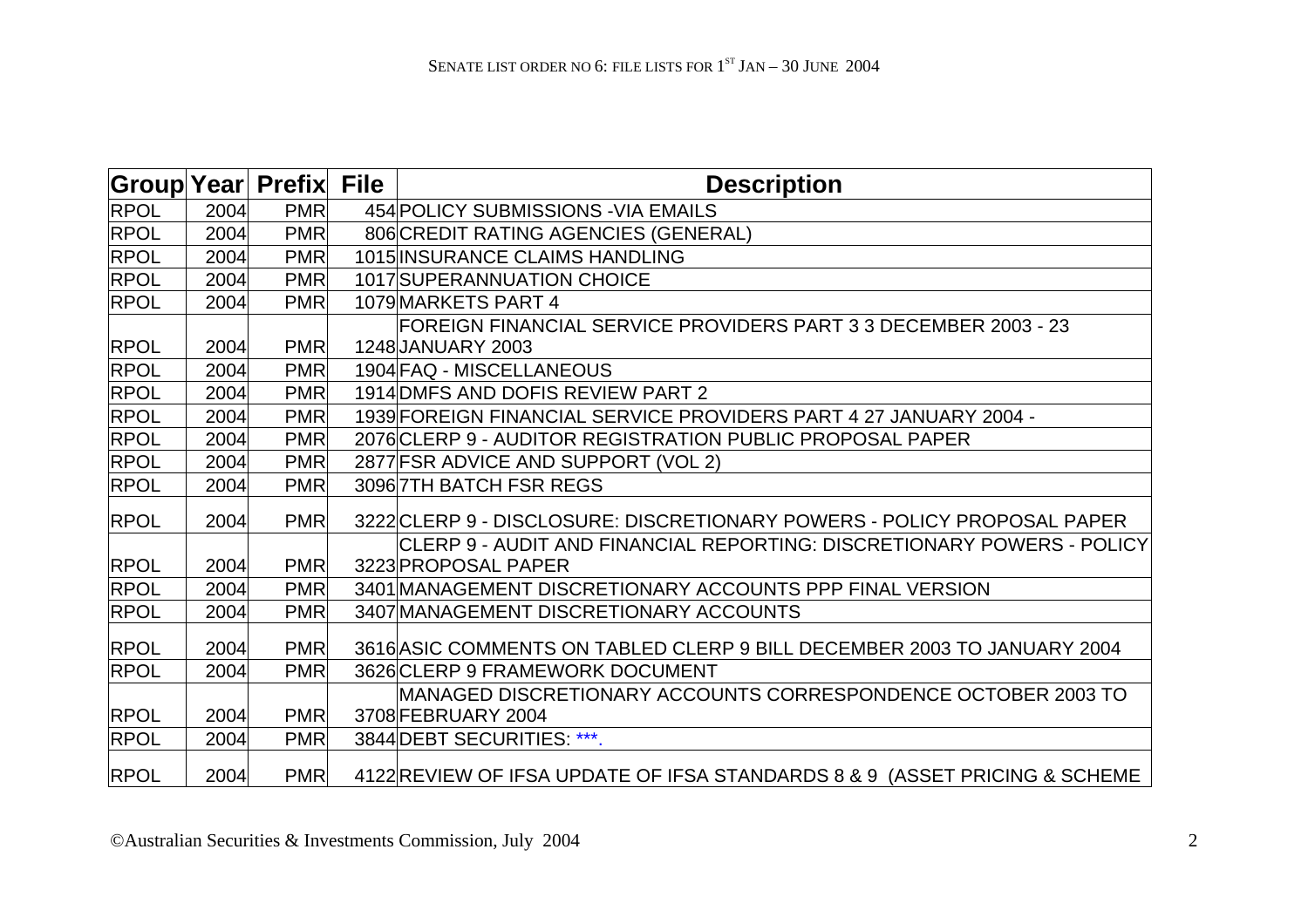| Group | Year | Prefix | File | Description |
|---|---|---|---|---|
| RPOL | 2004 | PMR | 454 | POLICY SUBMISSIONS -VIA EMAILS |
| RPOL | 2004 | PMR | 806 | CREDIT RATING AGENCIES (GENERAL) |
| RPOL | 2004 | PMR | 1015 | INSURANCE CLAIMS HANDLING |
| RPOL | 2004 | PMR | 1017 | SUPERANNUATION CHOICE |
| RPOL | 2004 | PMR | 1079 | MARKETS PART 4 |
| RPOL | 2004 | PMR | 1248 | FOREIGN FINANCIAL SERVICE PROVIDERS PART 3 3 DECEMBER 2003 - 23 JANUARY 2003 |
| RPOL | 2004 | PMR | 1904 | FAQ - MISCELLANEOUS |
| RPOL | 2004 | PMR | 1914 | DMFS AND DOFIS REVIEW PART 2 |
| RPOL | 2004 | PMR | 1939 | FOREIGN FINANCIAL SERVICE PROVIDERS PART 4 27 JANUARY 2004 - |
| RPOL | 2004 | PMR | 2076 | CLERP 9 - AUDITOR REGISTRATION PUBLIC PROPOSAL PAPER |
| RPOL | 2004 | PMR | 2877 | FSR ADVICE AND SUPPORT (VOL 2) |
| RPOL | 2004 | PMR | 3096 | 7TH BATCH FSR REGS |
| RPOL | 2004 | PMR | 3222 | CLERP 9 - DISCLOSURE: DISCRETIONARY POWERS - POLICY PROPOSAL PAPER |
| RPOL | 2004 | PMR | 3223 | CLERP 9 - AUDIT AND FINANCIAL REPORTING: DISCRETIONARY POWERS - POLICY PROPOSAL PAPER |
| RPOL | 2004 | PMR | 3401 | MANAGEMENT DISCRETIONARY ACCOUNTS PPP FINAL VERSION |
| RPOL | 2004 | PMR | 3407 | MANAGEMENT DISCRETIONARY ACCOUNTS |
| RPOL | 2004 | PMR | 3616 | ASIC COMMENTS ON TABLED CLERP 9 BILL DECEMBER 2003 TO JANUARY 2004 |
| RPOL | 2004 | PMR | 3626 | CLERP 9 FRAMEWORK DOCUMENT |
| RPOL | 2004 | PMR | 3708 | MANAGED DISCRETIONARY ACCOUNTS CORRESPONDENCE OCTOBER 2003 TO FEBRUARY 2004 |
| RPOL | 2004 | PMR | 3844 | DEBT SECURITIES: ***. |
| RPOL | 2004 | PMR | 4122 | REVIEW OF IFSA UPDATE OF IFSA STANDARDS 8 & 9 (ASSET PRICING & SCHEME |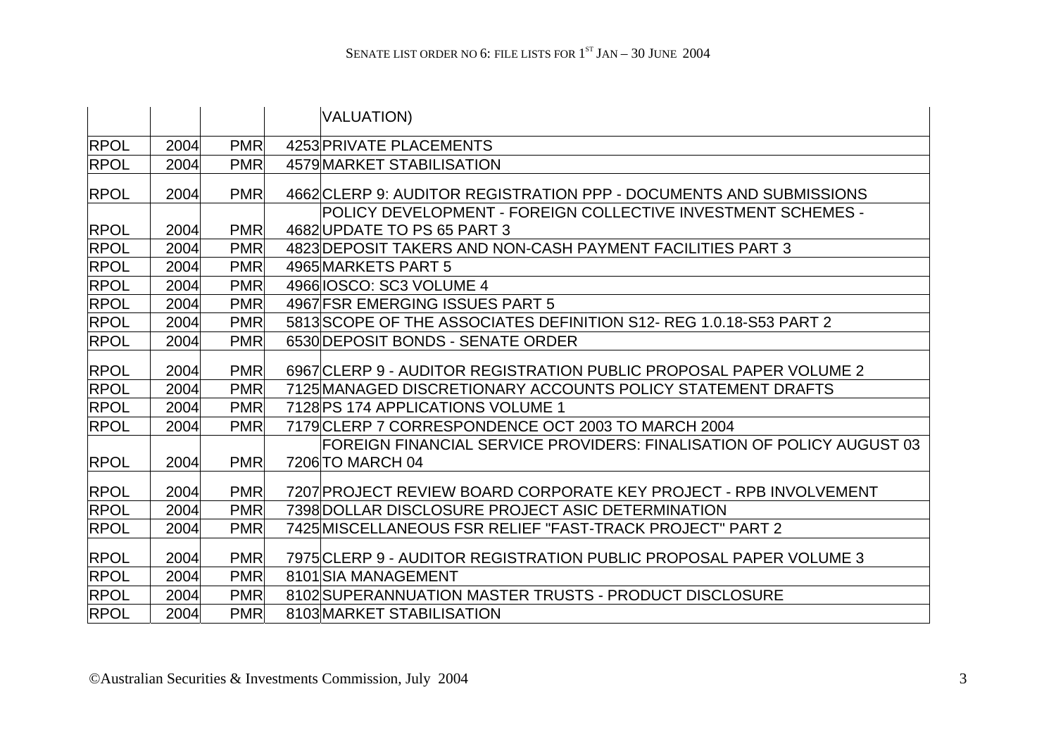| | | | | |
|---|---|---|---|---|
| | | | | VALUATION) |
| RPOL | 2004 | PMR | 4253 | PRIVATE PLACEMENTS |
| RPOL | 2004 | PMR | 4579 | MARKET STABILISATION |
| RPOL | 2004 | PMR | 4662 | CLERP 9: AUDITOR REGISTRATION PPP - DOCUMENTS AND SUBMISSIONS |
| RPOL | 2004 | PMR | 4682 | POLICY DEVELOPMENT - FOREIGN COLLECTIVE INVESTMENT SCHEMES - UPDATE TO PS 65 PART 3 |
| RPOL | 2004 | PMR | 4823 | DEPOSIT TAKERS AND NON-CASH PAYMENT FACILITIES PART 3 |
| RPOL | 2004 | PMR | 4965 | MARKETS PART 5 |
| RPOL | 2004 | PMR | 4966 | IOSCO: SC3 VOLUME 4 |
| RPOL | 2004 | PMR | 4967 | FSR EMERGING ISSUES PART 5 |
| RPOL | 2004 | PMR | 5813 | SCOPE OF THE ASSOCIATES DEFINITION S12- REG 1.0.18-S53 PART 2 |
| RPOL | 2004 | PMR | 6530 | DEPOSIT BONDS - SENATE ORDER |
| RPOL | 2004 | PMR | 6967 | CLERP 9 - AUDITOR REGISTRATION PUBLIC PROPOSAL PAPER VOLUME 2 |
| RPOL | 2004 | PMR | 7125 | MANAGED DISCRETIONARY ACCOUNTS POLICY STATEMENT DRAFTS |
| RPOL | 2004 | PMR | 7128 | PS 174 APPLICATIONS VOLUME 1 |
| RPOL | 2004 | PMR | 7179 | CLERP 7 CORRESPONDENCE OCT 2003 TO MARCH 2004 |
| RPOL | 2004 | PMR | 7206 | FOREIGN FINANCIAL SERVICE PROVIDERS: FINALISATION OF POLICY AUGUST 03 TO MARCH 04 |
| RPOL | 2004 | PMR | 7207 | PROJECT REVIEW BOARD CORPORATE KEY PROJECT - RPB INVOLVEMENT |
| RPOL | 2004 | PMR | 7398 | DOLLAR DISCLOSURE PROJECT ASIC DETERMINATION |
| RPOL | 2004 | PMR | 7425 | MISCELLANEOUS FSR RELIEF "FAST-TRACK PROJECT" PART 2 |
| RPOL | 2004 | PMR | 7975 | CLERP 9 - AUDITOR REGISTRATION PUBLIC PROPOSAL PAPER VOLUME 3 |
| RPOL | 2004 | PMR | 8101 | SIA MANAGEMENT |
| RPOL | 2004 | PMR | 8102 | SUPERANNUATION MASTER TRUSTS - PRODUCT DISCLOSURE |
| RPOL | 2004 | PMR | 8103 | MARKET STABILISATION |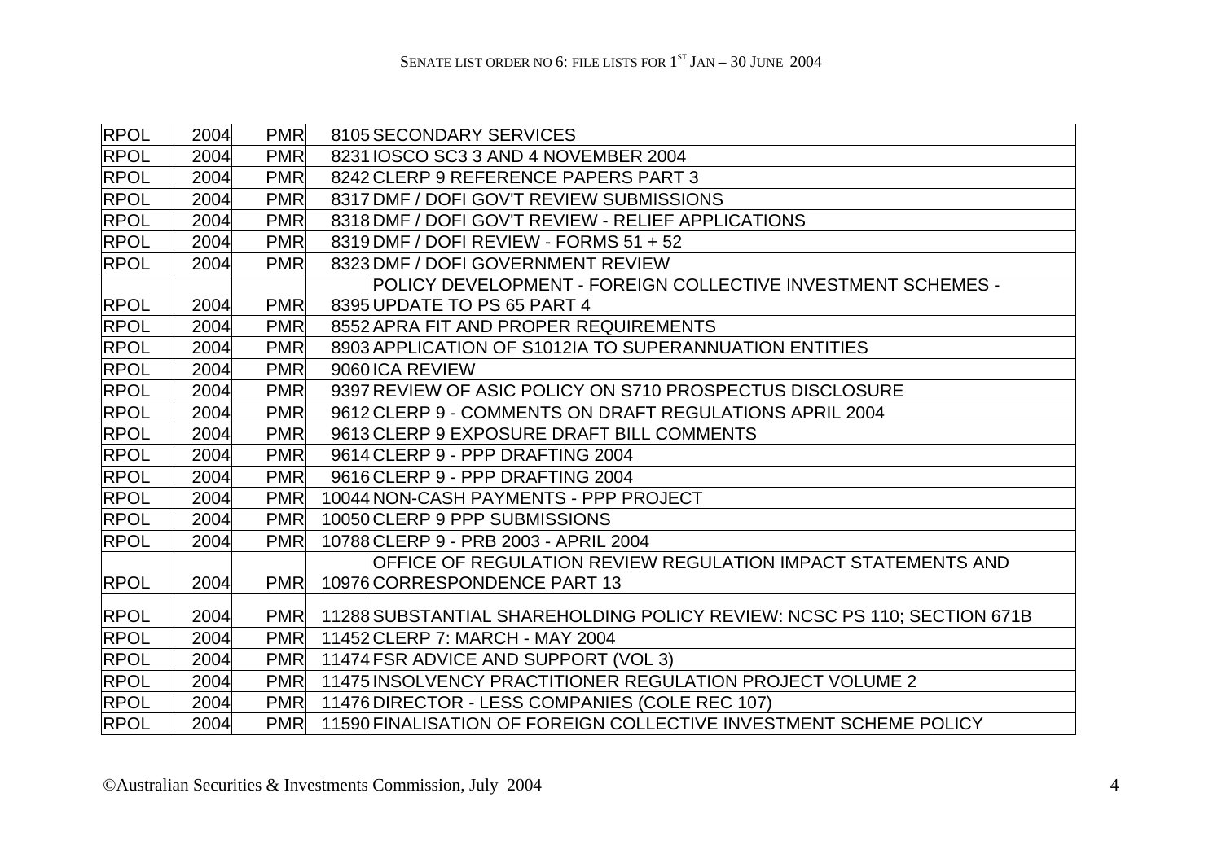| | | | | |
|---|---|---|---|---|
| RPOL | 2004 | PMR | 8105 | SECONDARY SERVICES |
| RPOL | 2004 | PMR | 8231 | IOSCO SC3 3 AND 4 NOVEMBER 2004 |
| RPOL | 2004 | PMR | 8242 | CLERP 9 REFERENCE PAPERS PART 3 |
| RPOL | 2004 | PMR | 8317 | DMF / DOFI GOV'T REVIEW SUBMISSIONS |
| RPOL | 2004 | PMR | 8318 | DMF / DOFI GOV'T REVIEW - RELIEF APPLICATIONS |
| RPOL | 2004 | PMR | 8319 | DMF / DOFI REVIEW - FORMS 51 + 52 |
| RPOL | 2004 | PMR | 8323 | DMF / DOFI GOVERNMENT REVIEW |
| RPOL | 2004 | PMR | 8395 | POLICY DEVELOPMENT - FOREIGN COLLECTIVE INVESTMENT SCHEMES - UPDATE TO PS 65 PART 4 |
| RPOL | 2004 | PMR | 8552 | APRA FIT AND PROPER REQUIREMENTS |
| RPOL | 2004 | PMR | 8903 | APPLICATION OF S1012IA TO SUPERANNUATION ENTITIES |
| RPOL | 2004 | PMR | 9060 | ICA REVIEW |
| RPOL | 2004 | PMR | 9397 | REVIEW OF ASIC POLICY ON S710 PROSPECTUS DISCLOSURE |
| RPOL | 2004 | PMR | 9612 | CLERP 9 - COMMENTS ON DRAFT REGULATIONS APRIL 2004 |
| RPOL | 2004 | PMR | 9613 | CLERP 9 EXPOSURE DRAFT BILL COMMENTS |
| RPOL | 2004 | PMR | 9614 | CLERP 9 - PPP DRAFTING 2004 |
| RPOL | 2004 | PMR | 9616 | CLERP 9 - PPP DRAFTING 2004 |
| RPOL | 2004 | PMR | 10044 | NON-CASH PAYMENTS - PPP PROJECT |
| RPOL | 2004 | PMR | 10050 | CLERP 9 PPP SUBMISSIONS |
| RPOL | 2004 | PMR | 10788 | CLERP 9 - PRB 2003 - APRIL 2004 |
| RPOL | 2004 | PMR | 10976 | OFFICE OF REGULATION REVIEW REGULATION IMPACT STATEMENTS AND CORRESPONDENCE PART 13 |
| RPOL | 2004 | PMR | 11288 | SUBSTANTIAL SHAREHOLDING POLICY REVIEW: NCSC PS 110; SECTION 671B |
| RPOL | 2004 | PMR | 11452 | CLERP 7: MARCH - MAY 2004 |
| RPOL | 2004 | PMR | 11474 | FSR ADVICE AND SUPPORT (VOL 3) |
| RPOL | 2004 | PMR | 11475 | INSOLVENCY PRACTITIONER REGULATION PROJECT VOLUME 2 |
| RPOL | 2004 | PMR | 11476 | DIRECTOR - LESS COMPANIES (COLE REC 107) |
| RPOL | 2004 | PMR | 11590 | FINALISATION OF FOREIGN COLLECTIVE INVESTMENT SCHEME POLICY |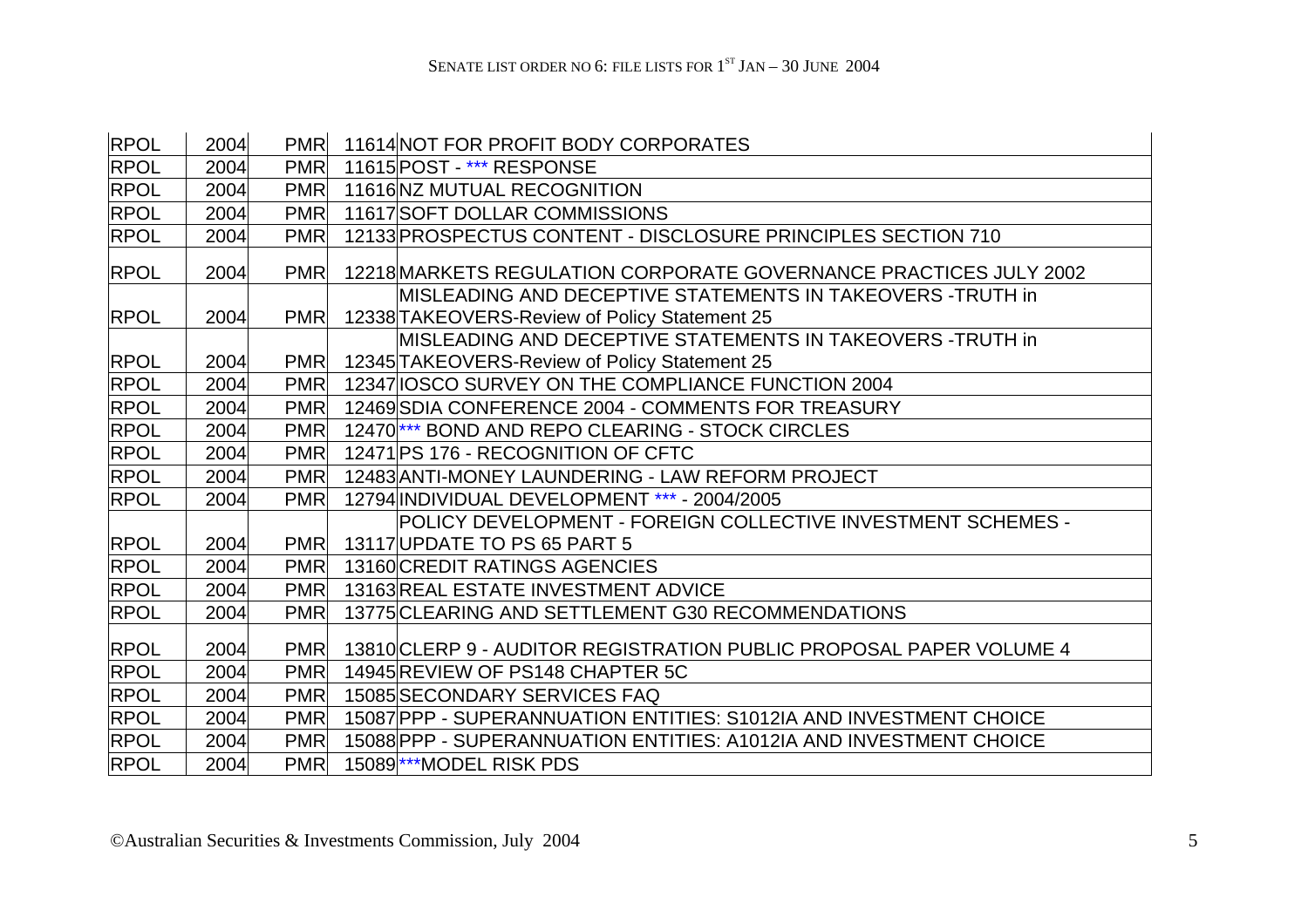| RPOL | 2004 | PMR | 11614 | NOT FOR PROFIT BODY CORPORATES |
|---|---|---|---|---|
| RPOL | 2004 | PMR | 11615 | POST - *** RESPONSE |
| RPOL | 2004 | PMR | 11616 | NZ MUTUAL RECOGNITION |
| RPOL | 2004 | PMR | 11617 | SOFT DOLLAR COMMISSIONS |
| RPOL | 2004 | PMR | 12133 | PROSPECTUS CONTENT - DISCLOSURE PRINCIPLES SECTION 710 |
| RPOL | 2004 | PMR | 12218 | MARKETS REGULATION CORPORATE GOVERNANCE PRACTICES JULY 2002 |
| RPOL | 2004 | PMR | 12338 | MISLEADING AND DECEPTIVE STATEMENTS IN TAKEOVERS -TRUTH in TAKEOVERS-Review of Policy Statement 25 |
| RPOL | 2004 | PMR | 12345 | MISLEADING AND DECEPTIVE STATEMENTS IN TAKEOVERS -TRUTH in TAKEOVERS-Review of Policy Statement 25 |
| RPOL | 2004 | PMR | 12347 | IOSCO SURVEY ON THE COMPLIANCE FUNCTION 2004 |
| RPOL | 2004 | PMR | 12469 | SDIA CONFERENCE 2004 - COMMENTS FOR TREASURY |
| RPOL | 2004 | PMR | 12470 | *** BOND AND REPO CLEARING - STOCK CIRCLES |
| RPOL | 2004 | PMR | 12471 | PS 176 - RECOGNITION OF CFTC |
| RPOL | 2004 | PMR | 12483 | ANTI-MONEY LAUNDERING - LAW REFORM PROJECT |
| RPOL | 2004 | PMR | 12794 | INDIVIDUAL DEVELOPMENT *** - 2004/2005 |
| RPOL | 2004 | PMR | 13117 | POLICY DEVELOPMENT - FOREIGN COLLECTIVE INVESTMENT SCHEMES - UPDATE TO PS 65 PART 5 |
| RPOL | 2004 | PMR | 13160 | CREDIT RATINGS AGENCIES |
| RPOL | 2004 | PMR | 13163 | REAL ESTATE INVESTMENT ADVICE |
| RPOL | 2004 | PMR | 13775 | CLEARING AND SETTLEMENT G30 RECOMMENDATIONS |
| RPOL | 2004 | PMR | 13810 | CLERP 9 - AUDITOR REGISTRATION PUBLIC PROPOSAL PAPER VOLUME 4 |
| RPOL | 2004 | PMR | 14945 | REVIEW OF PS148 CHAPTER 5C |
| RPOL | 2004 | PMR | 15085 | SECONDARY SERVICES FAQ |
| RPOL | 2004 | PMR | 15087 | PPP - SUPERANNUATION ENTITIES: S1012IA AND INVESTMENT CHOICE |
| RPOL | 2004 | PMR | 15088 | PPP - SUPERANNUATION ENTITIES: A1012IA AND INVESTMENT CHOICE |
| RPOL | 2004 | PMR | 15089 | ***MODEL RISK PDS |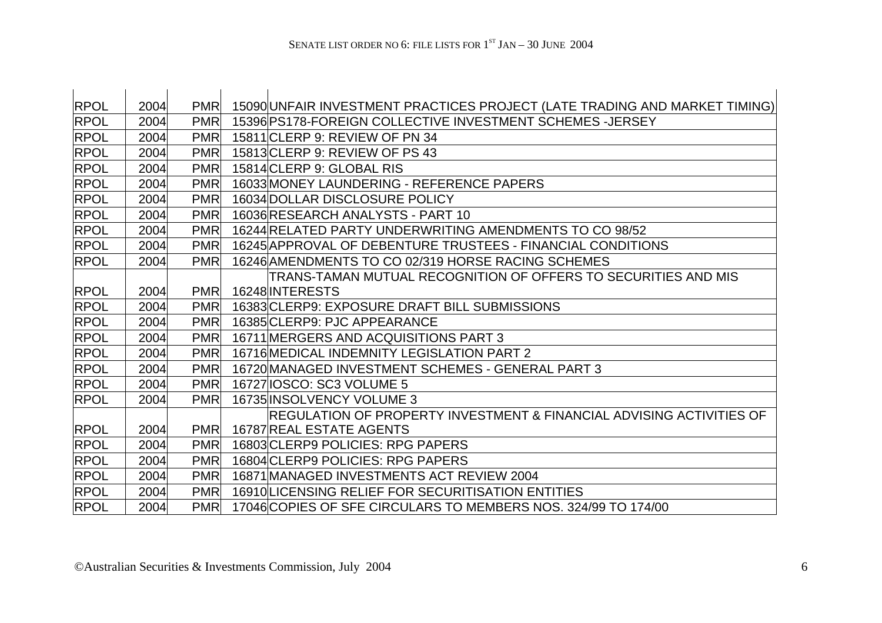| RPOL | 2004 | PMR | 15090 | UNFAIR INVESTMENT PRACTICES PROJECT (LATE TRADING AND MARKET TIMING) |
|---|---|---|---|---|
| RPOL | 2004 | PMR | 15396 | PS178-FOREIGN COLLECTIVE INVESTMENT SCHEMES -JERSEY |
| RPOL | 2004 | PMR | 15811 | CLERP 9: REVIEW OF PN 34 |
| RPOL | 2004 | PMR | 15813 | CLERP 9: REVIEW OF PS 43 |
| RPOL | 2004 | PMR | 15814 | CLERP 9: GLOBAL RIS |
| RPOL | 2004 | PMR | 16033 | MONEY LAUNDERING - REFERENCE PAPERS |
| RPOL | 2004 | PMR | 16034 | DOLLAR DISCLOSURE POLICY |
| RPOL | 2004 | PMR | 16036 | RESEARCH ANALYSTS - PART 10 |
| RPOL | 2004 | PMR | 16244 | RELATED PARTY UNDERWRITING AMENDMENTS TO CO 98/52 |
| RPOL | 2004 | PMR | 16245 | APPROVAL OF DEBENTURE TRUSTEES - FINANCIAL CONDITIONS |
| RPOL | 2004 | PMR | 16246 | AMENDMENTS TO CO 02/319 HORSE RACING SCHEMES |
| RPOL | 2004 | PMR | 16248 | TRANS-TAMAN MUTUAL RECOGNITION OF OFFERS TO SECURITIES AND MIS INTERESTS |
| RPOL | 2004 | PMR | 16383 | CLERP9: EXPOSURE DRAFT BILL SUBMISSIONS |
| RPOL | 2004 | PMR | 16385 | CLERP9: PJC APPEARANCE |
| RPOL | 2004 | PMR | 16711 | MERGERS AND ACQUISITIONS PART 3 |
| RPOL | 2004 | PMR | 16716 | MEDICAL INDEMNITY LEGISLATION PART 2 |
| RPOL | 2004 | PMR | 16720 | MANAGED INVESTMENT SCHEMES - GENERAL PART 3 |
| RPOL | 2004 | PMR | 16727 | IOSCO: SC3 VOLUME 5 |
| RPOL | 2004 | PMR | 16735 | INSOLVENCY VOLUME 3 |
| RPOL | 2004 | PMR | 16787 | REGULATION OF PROPERTY INVESTMENT & FINANCIAL ADVISING ACTIVITIES OF REAL ESTATE AGENTS |
| RPOL | 2004 | PMR | 16803 | CLERP9 POLICIES: RPG PAPERS |
| RPOL | 2004 | PMR | 16804 | CLERP9 POLICIES: RPG PAPERS |
| RPOL | 2004 | PMR | 16871 | MANAGED INVESTMENTS ACT REVIEW 2004 |
| RPOL | 2004 | PMR | 16910 | LICENSING RELIEF FOR SECURITISATION ENTITIES |
| RPOL | 2004 | PMR | 17046 | COPIES OF SFE CIRCULARS TO MEMBERS NOS. 324/99 TO 174/00 |

©Australian Securities & Investments Commission, July 2004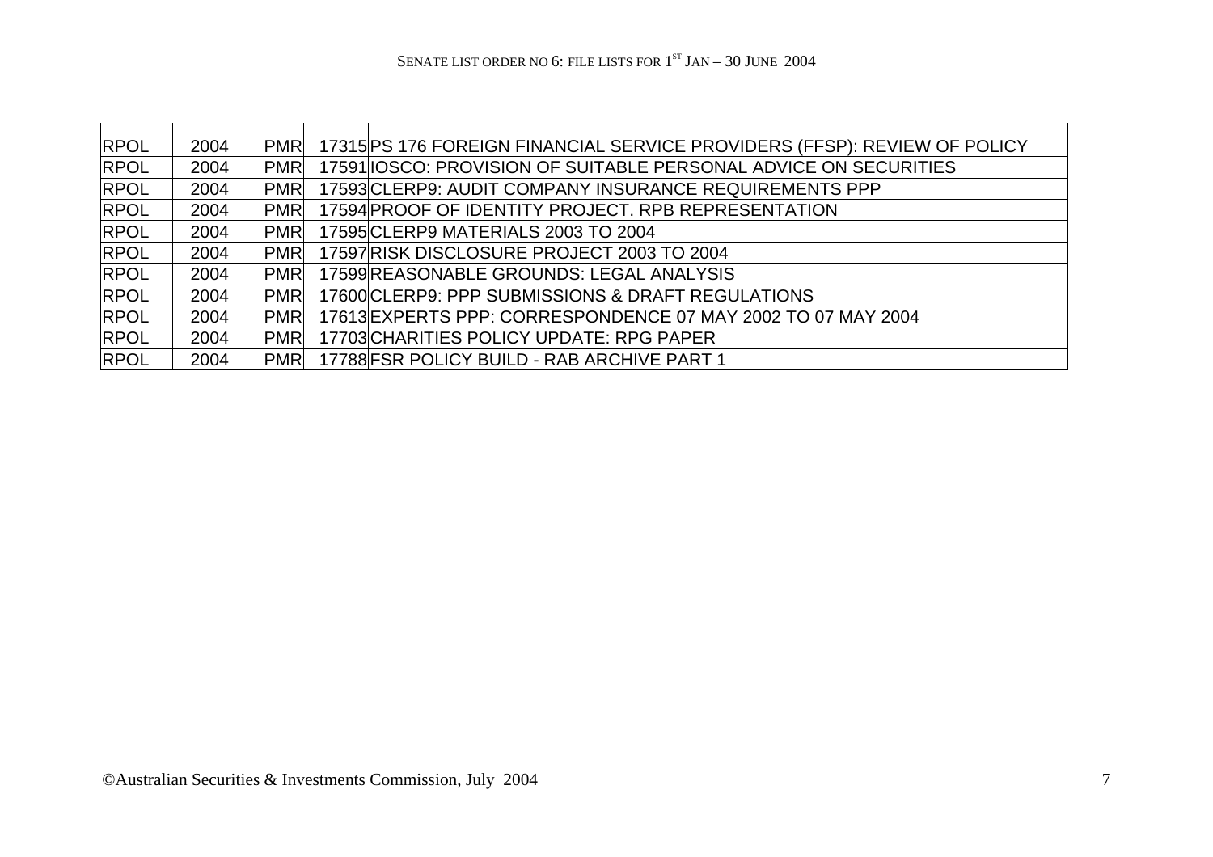| | | | | |
|---|---|---|---|---|
| RPOL | 2004 | PMR | 17315 | PS 176 FOREIGN FINANCIAL SERVICE PROVIDERS (FFSP): REVIEW OF POLICY |
| RPOL | 2004 | PMR | 17591 | IOSCO: PROVISION OF SUITABLE PERSONAL ADVICE ON SECURITIES |
| RPOL | 2004 | PMR | 17593 | CLERP9: AUDIT COMPANY INSURANCE REQUIREMENTS PPP |
| RPOL | 2004 | PMR | 17594 | PROOF OF IDENTITY PROJECT. RPB REPRESENTATION |
| RPOL | 2004 | PMR | 17595 | CLERP9 MATERIALS 2003 TO 2004 |
| RPOL | 2004 | PMR | 17597 | RISK DISCLOSURE PROJECT 2003 TO 2004 |
| RPOL | 2004 | PMR | 17599 | REASONABLE GROUNDS: LEGAL ANALYSIS |
| RPOL | 2004 | PMR | 17600 | CLERP9: PPP SUBMISSIONS & DRAFT REGULATIONS |
| RPOL | 2004 | PMR | 17613 | EXPERTS PPP: CORRESPONDENCE 07 MAY 2002 TO 07 MAY 2004 |
| RPOL | 2004 | PMR | 17703 | CHARITIES POLICY UPDATE: RPG PAPER |
| RPOL | 2004 | PMR | 17788 | FSR POLICY BUILD - RAB ARCHIVE PART 1 |